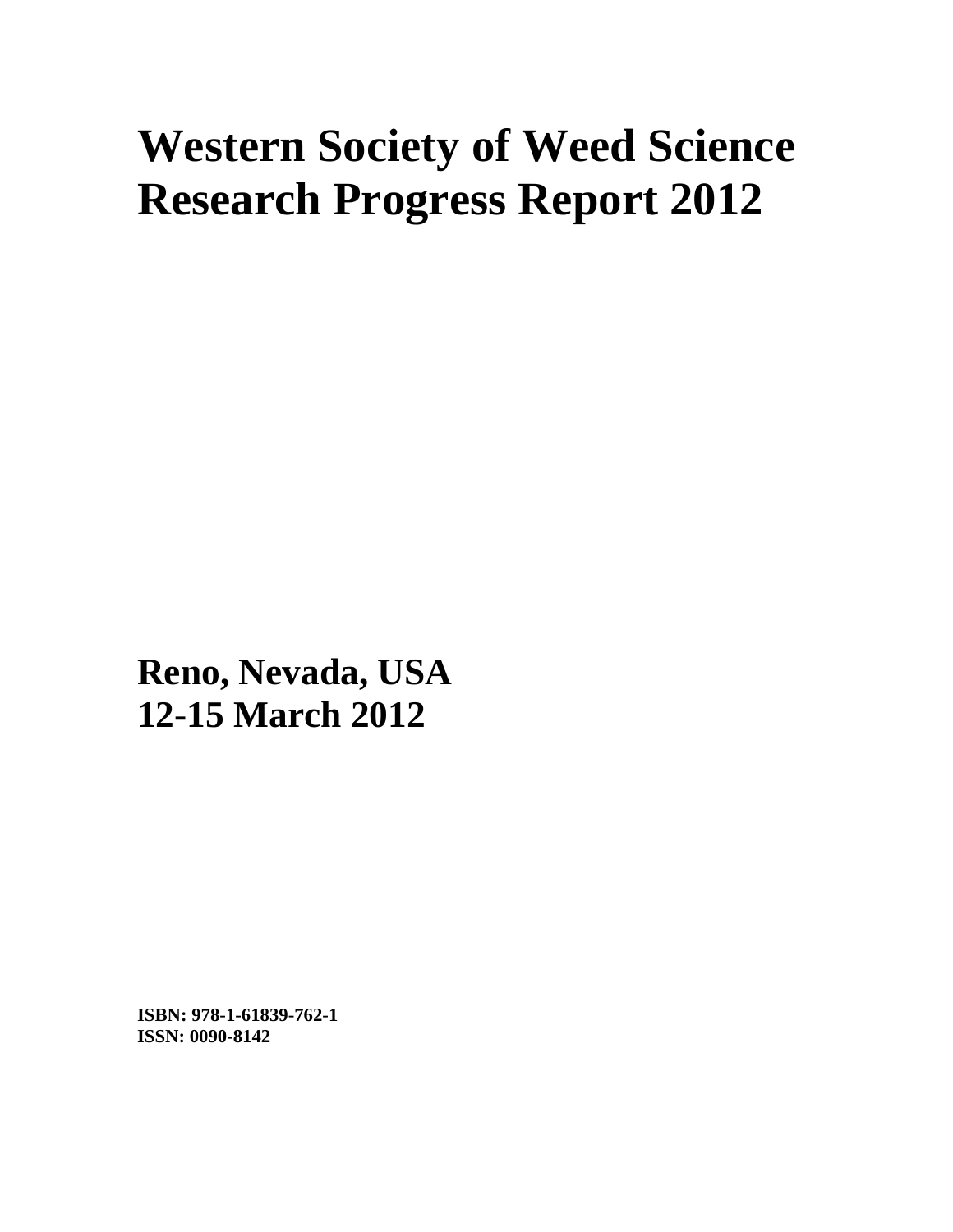# Western Society of Weed Science Research Progress Report 2012

**Reno, Nevada, USA**
**12-15 March 2012**

**ISBN: 978-1-61839-762-1**
**ISSN: 0090-8142**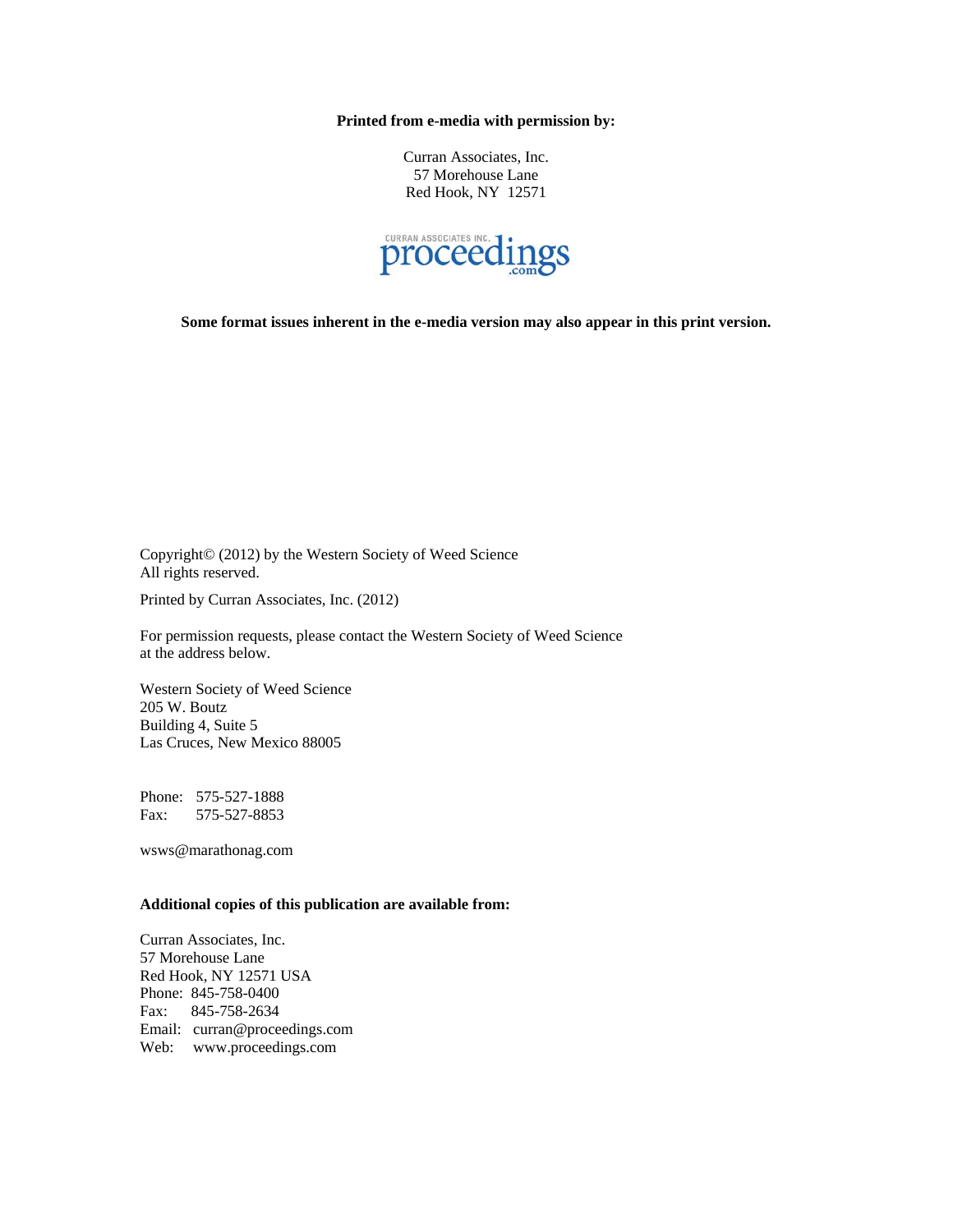**Printed from e-media with permission by:**

Curran Associates, Inc.
57 Morehouse Lane
Red Hook, NY 12571

CURRAN ASSOCIATES INC. proceedings.com

**Some format issues inherent in the e-media version may also appear in this print version.**

Copyright© (2012) by the Western Society of Weed Science
All rights reserved.

Printed by Curran Associates, Inc. (2012)

For permission requests, please contact the Western Society of Weed Science
at the address below.

Western Society of Weed Science
205 W. Boutz
Building 4, Suite 5
Las Cruces, New Mexico 88005

Phone: 575-527-1888
Fax: 575-527-8853

wsws@marathonag.com

**Additional copies of this publication are available from:**

Curran Associates, Inc.
57 Morehouse Lane
Red Hook, NY 12571 USA
Phone: 845-758-0400
Fax: 845-758-2634
Email: curran@proceedings.com
Web: www.proceedings.com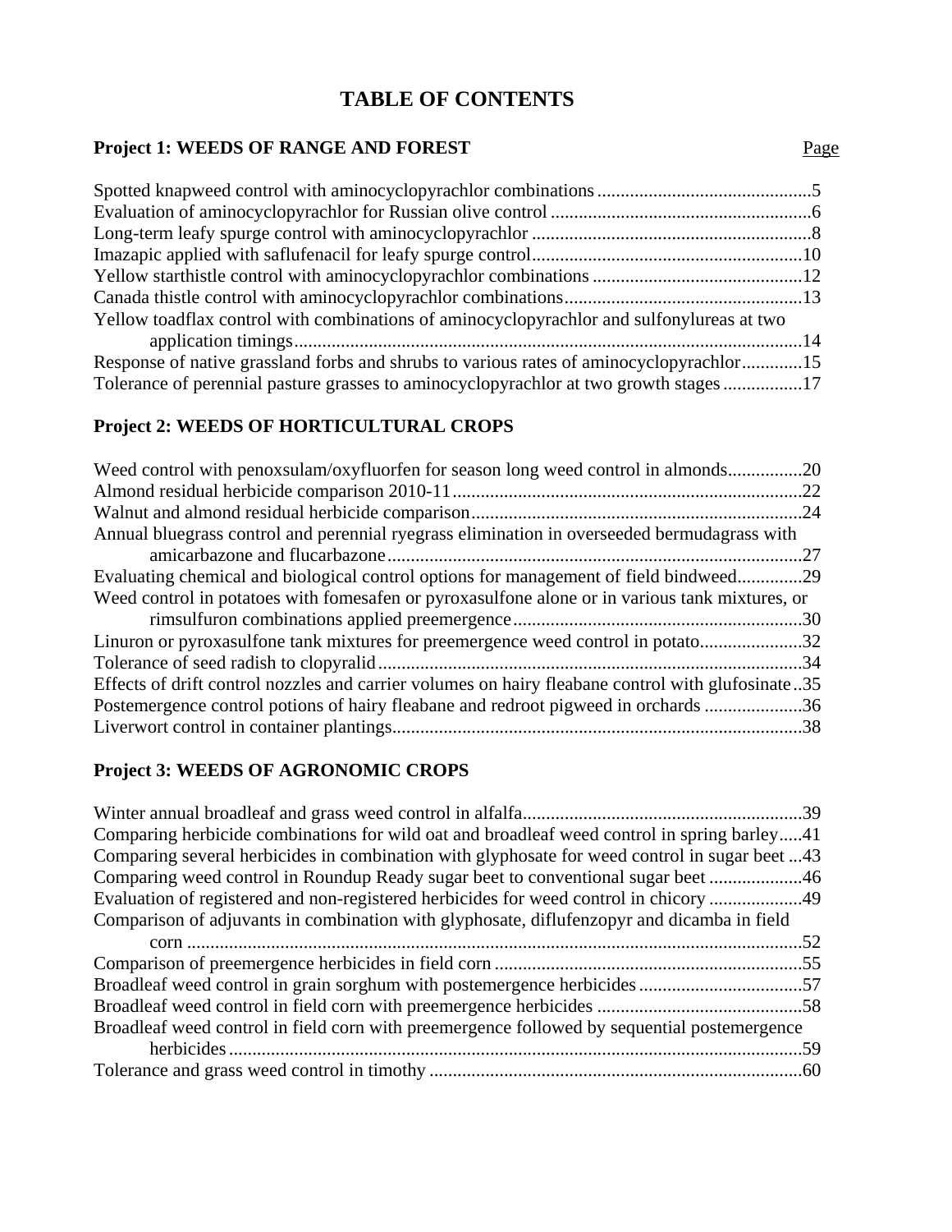# TABLE OF CONTENTS

## Project 1: WEEDS OF RANGE AND FOREST

| | Page |
|---|---|
| Spotted knapweed control with aminocyclopyrachlor combinations | 5 |
| Evaluation of aminocyclopyrachlor for Russian olive control | 6 |
| Long-term leafy spurge control with aminocyclopyrachlor | 8 |
| Imazapic applied with saflufenacil for leafy spurge control | 10 |
| Yellow starthistle control with aminocyclopyrachlor combinations | 12 |
| Canada thistle control with aminocyclopyrachlor combinations | 13 |
| Yellow toadflax control with combinations of aminocyclopyrachlor and sulfonylureas at two application timings | 14 |
| Response of native grassland forbs and shrubs to various rates of aminocyclopyrachlor | 15 |
| Tolerance of perennial pasture grasses to aminocyclopyrachlor at two growth stages | 17 |

## Project 2: WEEDS OF HORTICULTURAL CROPS

| | Page |
|---|---|
| Weed control with penoxsulam/oxyfluorfen for season long weed control in almonds | 20 |
| Almond residual herbicide comparison 2010-11 | 22 |
| Walnut and almond residual herbicide comparison | 24 |
| Annual bluegrass control and perennial ryegrass elimination in overseeded bermudagrass with amicarbazone and flucarbazone | 27 |
| Evaluating chemical and biological control options for management of field bindweed | 29 |
| Weed control in potatoes with fomesafen or pyroxasulfone alone or in various tank mixtures, or rimsulfuron combinations applied preemergence | 30 |
| Linuron or pyroxasulfone tank mixtures for preemergence weed control in potato | 32 |
| Tolerance of seed radish to clopyralid | 34 |
| Effects of drift control nozzles and carrier volumes on hairy fleabane control with glufosinate | 35 |
| Postemergence control potions of hairy fleabane and redroot pigweed in orchards | 36 |
| Liverwort control in container plantings | 38 |

## Project 3: WEEDS OF AGRONOMIC CROPS

| | Page |
|---|---|
| Winter annual broadleaf and grass weed control in alfalfa | 39 |
| Comparing herbicide combinations for wild oat and broadleaf weed control in spring barley | 41 |
| Comparing several herbicides in combination with glyphosate for weed control in sugar beet | 43 |
| Comparing weed control in Roundup Ready sugar beet to conventional sugar beet | 46 |
| Evaluation of registered and non-registered herbicides for weed control in chicory | 49 |
| Comparison of adjuvants in combination with glyphosate, diflufenzopyr and dicamba in field corn | 52 |
| Comparison of preemergence herbicides in field corn | 55 |
| Broadleaf weed control in grain sorghum with postemergence herbicides | 57 |
| Broadleaf weed control in field corn with preemergence herbicides | 58 |
| Broadleaf weed control in field corn with preemergence followed by sequential postemergence herbicides | 59 |
| Tolerance and grass weed control in timothy | 60 |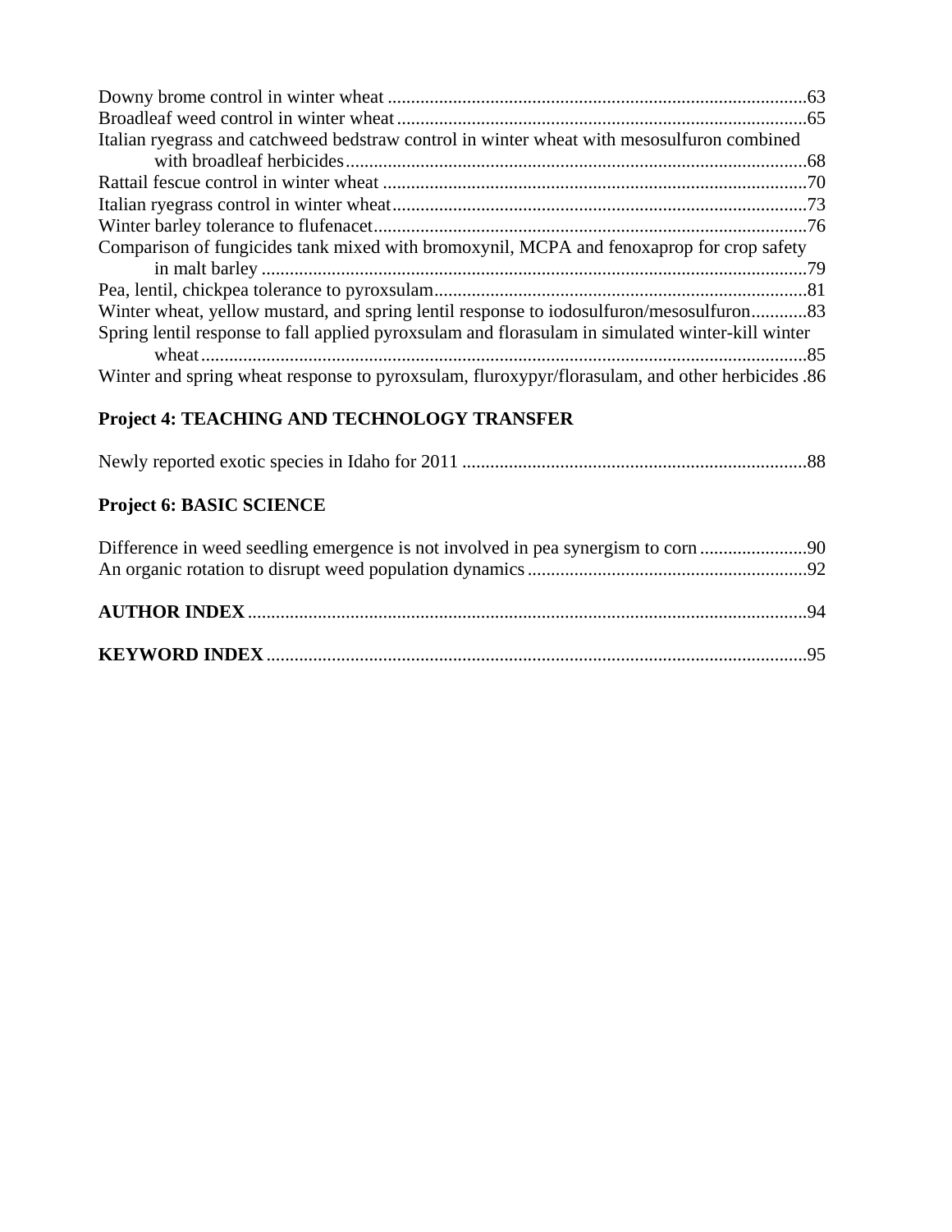Downy brome control in winter wheat .......................................................................................63
Broadleaf weed control in winter wheat.....................................................................................65
Italian ryegrass and catchweed bedstraw control in winter wheat with mesosulfuron combined with broadleaf herbicides...............................................................................................68
Rattail fescue control in winter wheat .......................................................................................70
Italian ryegrass control in winter wheat.....................................................................................73
Winter barley tolerance to flufenacet.........................................................................................76
Comparison of fungicides tank mixed with bromoxynil, MCPA and fenoxaprop for crop safety in malt barley ..................................................................................................................79
Pea, lentil, chickpea tolerance to pyroxsulam.............................................................................81
Winter wheat, yellow mustard, and spring lentil response to iodosulfuron/mesosulfuron............83
Spring lentil response to fall applied pyroxsulam and florasulam in simulated winter-kill winter wheat..............................................................................................................................85
Winter and spring wheat response to pyroxsulam, fluroxypyr/florasulam, and other herbicides .86

## Project 4: TEACHING AND TECHNOLOGY TRANSFER

Newly reported exotic species in Idaho for 2011 .......................................................................88

## Project 6: BASIC SCIENCE

Difference in weed seedling emergence is not involved in pea synergism to corn .......................90
An organic rotation to disrupt weed population dynamics..........................................................92

**AUTHOR INDEX**.....................................................................................................................94

**KEYWORD INDEX**.................................................................................................................95